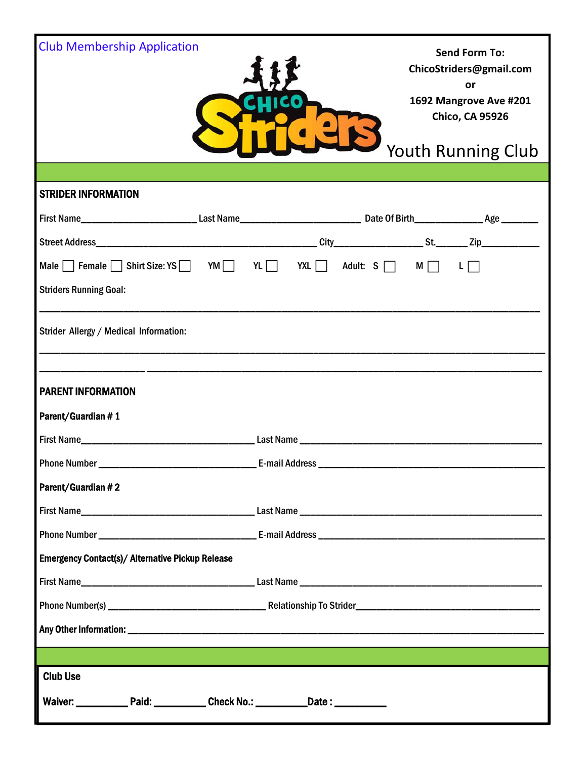Club Membership Application

CHICO Striders

Youth Running Club

**Send Form To:**
**ChicoStriders@gmail.com**
**or**
**1692 Mangrove Ave #201**
**Chico, CA 95926**

## STRIDER INFORMATION

First Name_______________________ Last Name________________________ Date Of Birth_____________ Age _______

Street Address____________________________________________ City_________________ St._______ Zip___________

Male ☐ Female ☐ Shirt Size: YS ☐ YM ☐ YL ☐ YXL ☐ Adult: S ☐ M ☐ L ☐

Striders Running Goal:

____________________________________________________________________________________________

Strider Allergy / Medical Information:

____________________________________________________________________________________________

____________________________________________________________________________________________

## PARENT INFORMATION

**Parent/Guardian # 1**

First Name__________________________________ Last Name ______________________________________________

Phone Number _______________________________ E-mail Address ____________________________________________

**Parent/Guardian # 2**

First Name__________________________________ Last Name ______________________________________________

Phone Number _______________________________ E-mail Address ____________________________________________

**Emergency Contact(s)/ Alternative Pickup Release**

First Name__________________________________ Last Name ______________________________________________

Phone Number(s) ______________________________ Relationship To Strider___________________________________

**Any Other Information:** _________________________________________________________________________________

## Club Use

**Waiver:** __________ **Paid:** __________ **Check No.:** __________ **Date :** __________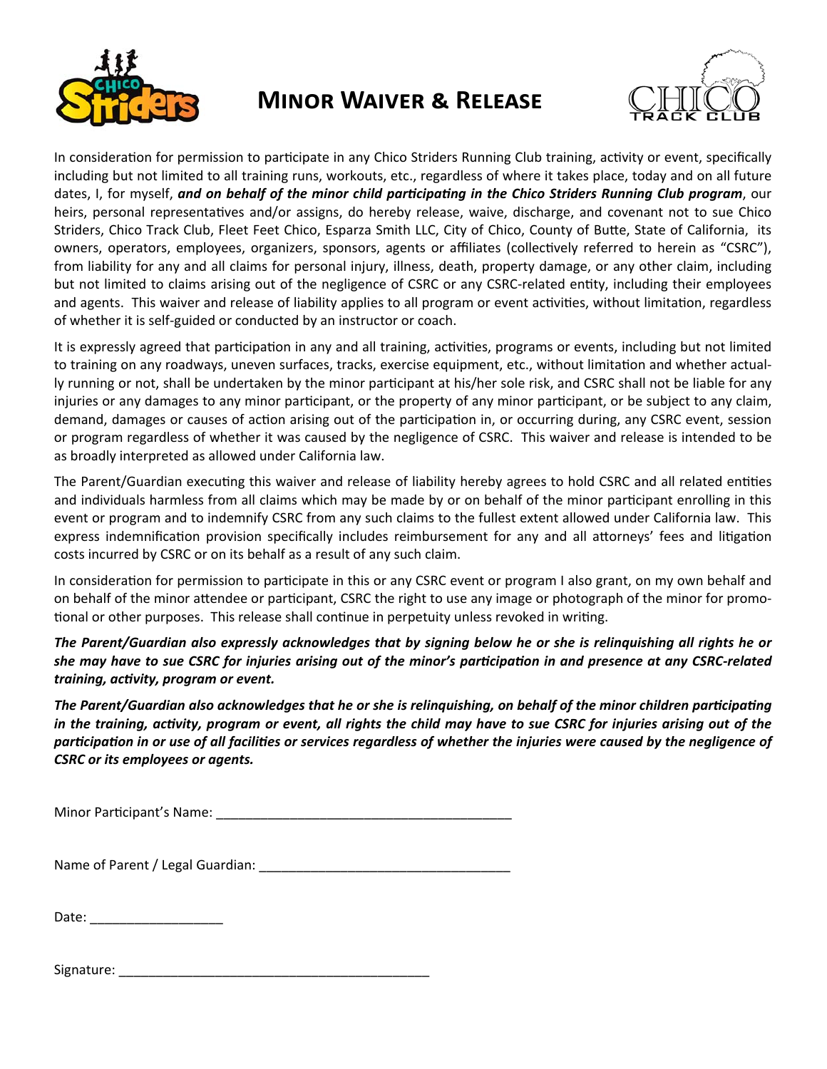# Minor Waiver & Release

In consideration for permission to participate in any Chico Striders Running Club training, activity or event, specifically including but not limited to all training runs, workouts, etc., regardless of where it takes place, today and on all future dates, I, for myself, ***and on behalf of the minor child participating in the Chico Striders Running Club program***, our heirs, personal representatives and/or assigns, do hereby release, waive, discharge, and covenant not to sue Chico Striders, Chico Track Club, Fleet Feet Chico, Esparza Smith LLC, City of Chico, County of Butte, State of California, its owners, operators, employees, organizers, sponsors, agents or affiliates (collectively referred to herein as "CSRC"), from liability for any and all claims for personal injury, illness, death, property damage, or any other claim, including but not limited to claims arising out of the negligence of CSRC or any CSRC-related entity, including their employees and agents. This waiver and release of liability applies to all program or event activities, without limitation, regardless of whether it is self-guided or conducted by an instructor or coach.

It is expressly agreed that participation in any and all training, activities, programs or events, including but not limited to training on any roadways, uneven surfaces, tracks, exercise equipment, etc., without limitation and whether actually running or not, shall be undertaken by the minor participant at his/her sole risk, and CSRC shall not be liable for any injuries or any damages to any minor participant, or the property of any minor participant, or be subject to any claim, demand, damages or causes of action arising out of the participation in, or occurring during, any CSRC event, session or program regardless of whether it was caused by the negligence of CSRC. This waiver and release is intended to be as broadly interpreted as allowed under California law.

The Parent/Guardian executing this waiver and release of liability hereby agrees to hold CSRC and all related entities and individuals harmless from all claims which may be made by or on behalf of the minor participant enrolling in this event or program and to indemnify CSRC from any such claims to the fullest extent allowed under California law. This express indemnification provision specifically includes reimbursement for any and all attorneys' fees and litigation costs incurred by CSRC or on its behalf as a result of any such claim.

In consideration for permission to participate in this or any CSRC event or program I also grant, on my own behalf and on behalf of the minor attendee or participant, CSRC the right to use any image or photograph of the minor for promotional or other purposes. This release shall continue in perpetuity unless revoked in writing.

***The Parent/Guardian also expressly acknowledges that by signing below he or she is relinquishing all rights he or she may have to sue CSRC for injuries arising out of the minor's participation in and presence at any CSRC-related training, activity, program or event.***

***The Parent/Guardian also acknowledges that he or she is relinquishing, on behalf of the minor children participating in the training, activity, program or event, all rights the child may have to sue CSRC for injuries arising out of the participation in or use of all facilities or services regardless of whether the injuries were caused by the negligence of CSRC or its employees or agents.***

Minor Participant's Name: ________________________________________

Name of Parent / Legal Guardian: __________________________________

Date: __________________

Signature: ___________________________________________